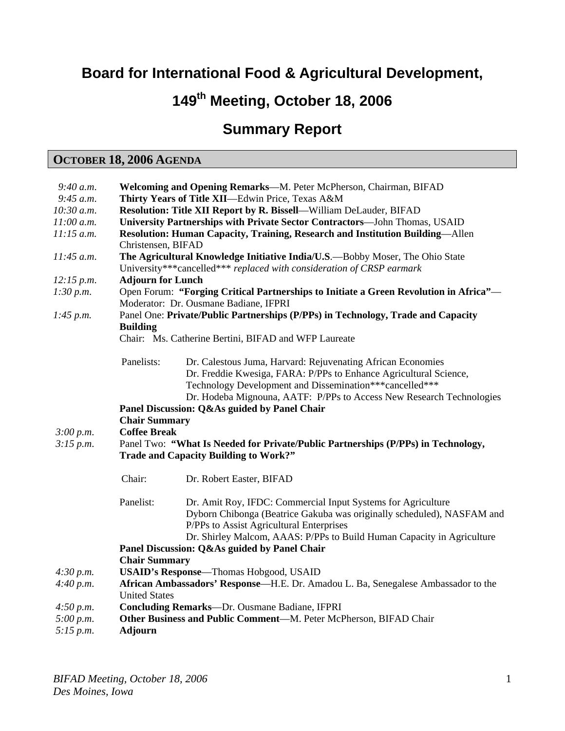# Board for International Food & Agricultural Development,

# 149th Meeting, October 18, 2006

## Summary Report

## OCTOBER 18, 2006 AGENDA

| | |
|---|---|
| *9:40 a.m.* | **Welcoming and Opening Remarks**—M. Peter McPherson, Chairman, BIFAD |
| *9:45 a.m.* | **Thirty Years of Title XII**—Edwin Price, Texas A&M |
| *10:30 a.m.* | **Resolution: Title XII Report by R. Bissell**—William DeLauder, BIFAD |
| *11:00 a.m.* | **University Partnerships with Private Sector Contractors**—John Thomas, USAID |
| *11:15 a.m.* | **Resolution: Human Capacity, Training, Research and Institution Building**—Allen Christensen, BIFAD |
| *11:45 a.m.* | **The Agricultural Knowledge Initiative India/U.S**.—Bobby Moser, The Ohio State University***cancelled*** *replaced with consideration of CRSP earmark* |
| *12:15 p.m.* | **Adjourn for Lunch** |
| *1:30 p.m.* | Open Forum: **"Forging Critical Partnerships to Initiate a Green Revolution in Africa"**—Moderator: Dr. Ousmane Badiane, IFPRI |
| *1:45 p.m.* | Panel One: **Private/Public Partnerships (P/PPs) in Technology, Trade and Capacity Building** |

Chair: Ms. Catherine Bertini, BIFAD and WFP Laureate

Panelists:
- Dr. Calestous Juma, Harvard: Rejuvenating African Economies
- Dr. Freddie Kwesiga, FARA: P/PPs to Enhance Agricultural Science, Technology Development and Dissemination***cancelled***
- Dr. Hodeba Mignouna, AATF: P/PPs to Access New Research Technologies

**Panel Discussion: Q&As guided by Panel Chair**

**Chair Summary**

| | |
|---|---|
| *3:00 p.m.* | **Coffee Break** |
| *3:15 p.m.* | Panel Two: **"What Is Needed for Private/Public Partnerships (P/PPs) in Technology, Trade and Capacity Building to Work?"** |

Chair: Dr. Robert Easter, BIFAD

Panelist:
- Dr. Amit Roy, IFDC: Commercial Input Systems for Agriculture
- Dyborn Chibonga (Beatrice Gakuba was originally scheduled), NASFAM and P/PPs to Assist Agricultural Enterprises
- Dr. Shirley Malcom, AAAS: P/PPs to Build Human Capacity in Agriculture

**Panel Discussion: Q&As guided by Panel Chair**

**Chair Summary**

| | |
|---|---|
| *4:30 p.m.* | **USAID's Response**—Thomas Hobgood, USAID |
| *4:40 p.m.* | **African Ambassadors' Response**—H.E. Dr. Amadou L. Ba, Senegalese Ambassador to the United States |
| *4:50 p.m.* | **Concluding Remarks**—Dr. Ousmane Badiane, IFPRI |
| *5:00 p.m.* | **Other Business and Public Comment**—M. Peter McPherson, BIFAD Chair |
| *5:15 p.m.* | **Adjourn** |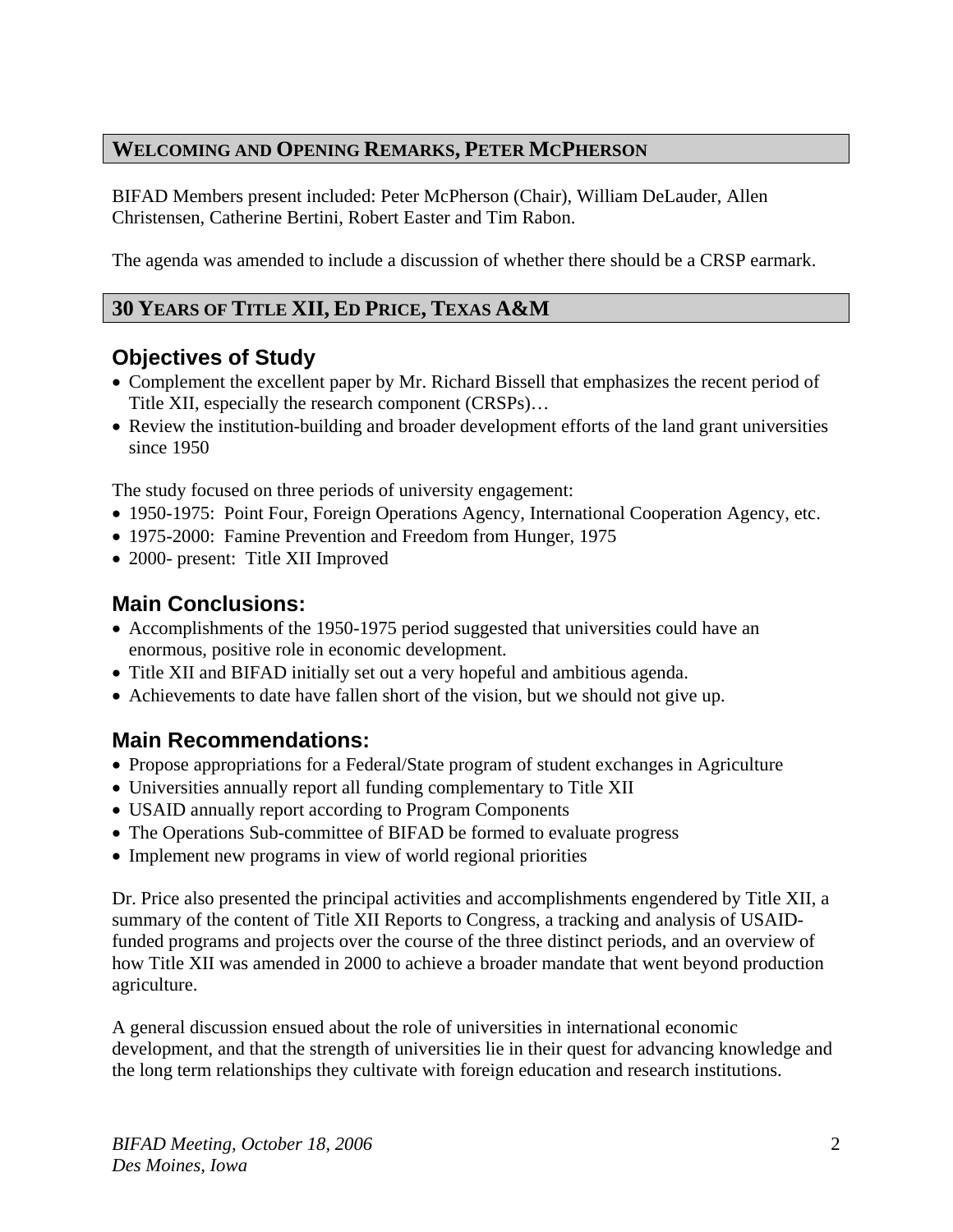## WELCOMING AND OPENING REMARKS, PETER MCPHERSON

BIFAD Members present included: Peter McPherson (Chair), William DeLauder, Allen Christensen, Catherine Bertini, Robert Easter and Tim Rabon.

The agenda was amended to include a discussion of whether there should be a CRSP earmark.

## 30 YEARS OF TITLE XII, ED PRICE, TEXAS A&M

### Objectives of Study

- Complement the excellent paper by Mr. Richard Bissell that emphasizes the recent period of Title XII, especially the research component (CRSPs)…
- Review the institution-building and broader development efforts of the land grant universities since 1950

The study focused on three periods of university engagement:

- 1950-1975: Point Four, Foreign Operations Agency, International Cooperation Agency, etc.
- 1975-2000: Famine Prevention and Freedom from Hunger, 1975
- 2000- present: Title XII Improved

### Main Conclusions:

- Accomplishments of the 1950-1975 period suggested that universities could have an enormous, positive role in economic development.
- Title XII and BIFAD initially set out a very hopeful and ambitious agenda.
- Achievements to date have fallen short of the vision, but we should not give up.

### Main Recommendations:

- Propose appropriations for a Federal/State program of student exchanges in Agriculture
- Universities annually report all funding complementary to Title XII
- USAID annually report according to Program Components
- The Operations Sub-committee of BIFAD be formed to evaluate progress
- Implement new programs in view of world regional priorities

Dr. Price also presented the principal activities and accomplishments engendered by Title XII, a summary of the content of Title XII Reports to Congress, a tracking and analysis of USAID-funded programs and projects over the course of the three distinct periods, and an overview of how Title XII was amended in 2000 to achieve a broader mandate that went beyond production agriculture.

A general discussion ensued about the role of universities in international economic development, and that the strength of universities lie in their quest for advancing knowledge and the long term relationships they cultivate with foreign education and research institutions.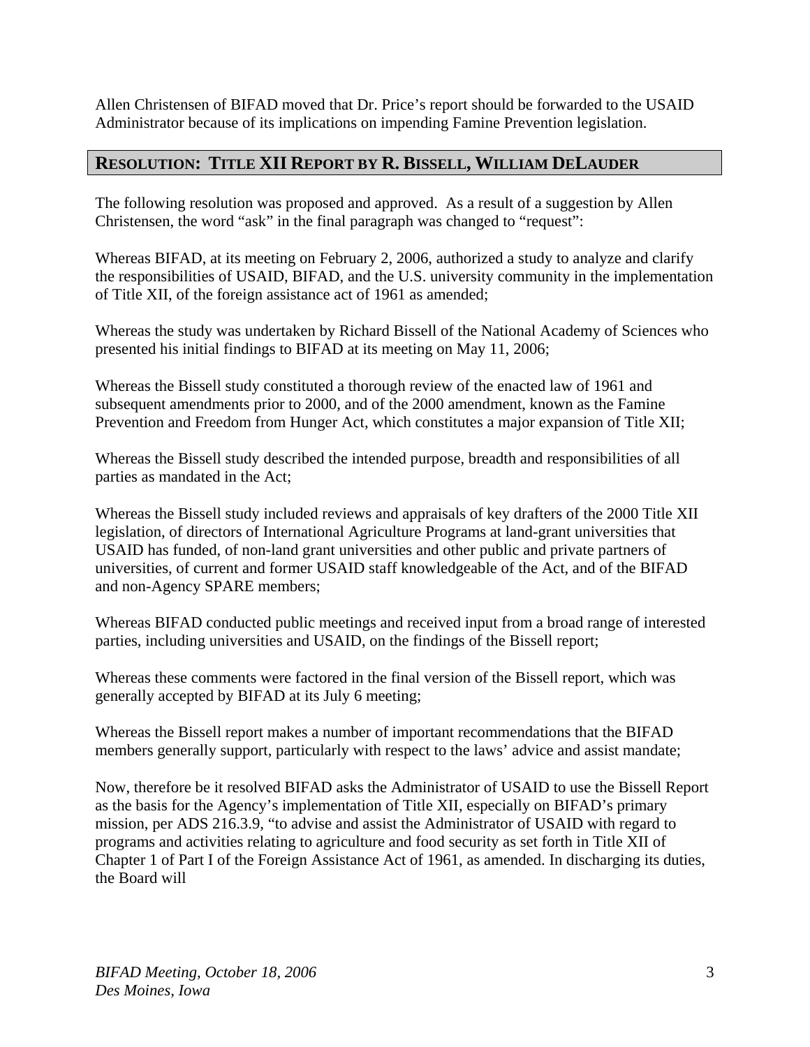Allen Christensen of BIFAD moved that Dr. Price's report should be forwarded to the USAID Administrator because of its implications on impending Famine Prevention legislation.

## RESOLUTION: TITLE XII REPORT BY R. BISSELL, WILLIAM DELAUDER

The following resolution was proposed and approved. As a result of a suggestion by Allen Christensen, the word "ask" in the final paragraph was changed to "request":

Whereas BIFAD, at its meeting on February 2, 2006, authorized a study to analyze and clarify the responsibilities of USAID, BIFAD, and the U.S. university community in the implementation of Title XII, of the foreign assistance act of 1961 as amended;

Whereas the study was undertaken by Richard Bissell of the National Academy of Sciences who presented his initial findings to BIFAD at its meeting on May 11, 2006;

Whereas the Bissell study constituted a thorough review of the enacted law of 1961 and subsequent amendments prior to 2000, and of the 2000 amendment, known as the Famine Prevention and Freedom from Hunger Act, which constitutes a major expansion of Title XII;

Whereas the Bissell study described the intended purpose, breadth and responsibilities of all parties as mandated in the Act;

Whereas the Bissell study included reviews and appraisals of key drafters of the 2000 Title XII legislation, of directors of International Agriculture Programs at land-grant universities that USAID has funded, of non-land grant universities and other public and private partners of universities, of current and former USAID staff knowledgeable of the Act, and of the BIFAD and non-Agency SPARE members;

Whereas BIFAD conducted public meetings and received input from a broad range of interested parties, including universities and USAID, on the findings of the Bissell report;

Whereas these comments were factored in the final version of the Bissell report, which was generally accepted by BIFAD at its July 6 meeting;

Whereas the Bissell report makes a number of important recommendations that the BIFAD members generally support, particularly with respect to the laws' advice and assist mandate;

Now, therefore be it resolved BIFAD asks the Administrator of USAID to use the Bissell Report as the basis for the Agency's implementation of Title XII, especially on BIFAD's primary mission, per ADS 216.3.9, "to advise and assist the Administrator of USAID with regard to programs and activities relating to agriculture and food security as set forth in Title XII of Chapter 1 of Part I of the Foreign Assistance Act of 1961, as amended. In discharging its duties, the Board will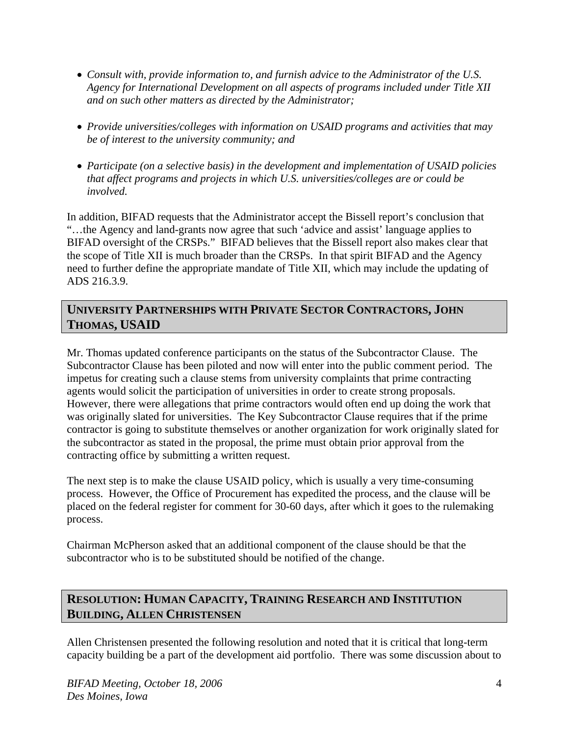- *Consult with, provide information to, and furnish advice to the Administrator of the U.S. Agency for International Development on all aspects of programs included under Title XII and on such other matters as directed by the Administrator;*

- *Provide universities/colleges with information on USAID programs and activities that may be of interest to the university community; and*

- *Participate (on a selective basis) in the development and implementation of USAID policies that affect programs and projects in which U.S. universities/colleges are or could be involved.*

In addition, BIFAD requests that the Administrator accept the Bissell report's conclusion that "…the Agency and land-grants now agree that such 'advice and assist' language applies to BIFAD oversight of the CRSPs." BIFAD believes that the Bissell report also makes clear that the scope of Title XII is much broader than the CRSPs. In that spirit BIFAD and the Agency need to further define the appropriate mandate of Title XII, which may include the updating of ADS 216.3.9.

## UNIVERSITY PARTNERSHIPS WITH PRIVATE SECTOR CONTRACTORS, JOHN THOMAS, USAID

Mr. Thomas updated conference participants on the status of the Subcontractor Clause. The Subcontractor Clause has been piloted and now will enter into the public comment period. The impetus for creating such a clause stems from university complaints that prime contracting agents would solicit the participation of universities in order to create strong proposals. However, there were allegations that prime contractors would often end up doing the work that was originally slated for universities. The Key Subcontractor Clause requires that if the prime contractor is going to substitute themselves or another organization for work originally slated for the subcontractor as stated in the proposal, the prime must obtain prior approval from the contracting office by submitting a written request.

The next step is to make the clause USAID policy, which is usually a very time-consuming process. However, the Office of Procurement has expedited the process, and the clause will be placed on the federal register for comment for 30-60 days, after which it goes to the rulemaking process.

Chairman McPherson asked that an additional component of the clause should be that the subcontractor who is to be substituted should be notified of the change.

## RESOLUTION: HUMAN CAPACITY, TRAINING RESEARCH AND INSTITUTION BUILDING, ALLEN CHRISTENSEN

Allen Christensen presented the following resolution and noted that it is critical that long-term capacity building be a part of the development aid portfolio. There was some discussion about to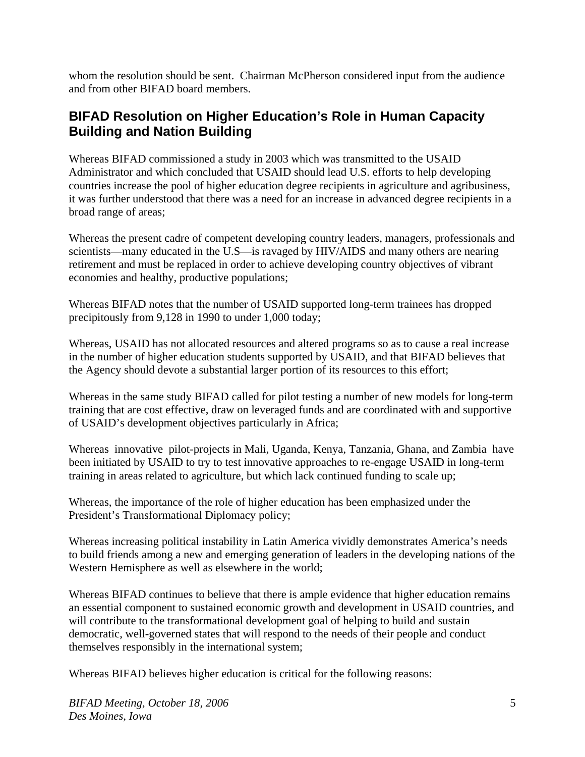whom the resolution should be sent. Chairman McPherson considered input from the audience and from other BIFAD board members.

## BIFAD Resolution on Higher Education's Role in Human Capacity Building and Nation Building

Whereas BIFAD commissioned a study in 2003 which was transmitted to the USAID Administrator and which concluded that USAID should lead U.S. efforts to help developing countries increase the pool of higher education degree recipients in agriculture and agribusiness, it was further understood that there was a need for an increase in advanced degree recipients in a broad range of areas;

Whereas the present cadre of competent developing country leaders, managers, professionals and scientists—many educated in the U.S—is ravaged by HIV/AIDS and many others are nearing retirement and must be replaced in order to achieve developing country objectives of vibrant economies and healthy, productive populations;

Whereas BIFAD notes that the number of USAID supported long-term trainees has dropped precipitously from 9,128 in 1990 to under 1,000 today;

Whereas, USAID has not allocated resources and altered programs so as to cause a real increase in the number of higher education students supported by USAID, and that BIFAD believes that the Agency should devote a substantial larger portion of its resources to this effort;

Whereas in the same study BIFAD called for pilot testing a number of new models for long-term training that are cost effective, draw on leveraged funds and are coordinated with and supportive of USAID's development objectives particularly in Africa;

Whereas innovative pilot-projects in Mali, Uganda, Kenya, Tanzania, Ghana, and Zambia have been initiated by USAID to try to test innovative approaches to re-engage USAID in long-term training in areas related to agriculture, but which lack continued funding to scale up;

Whereas, the importance of the role of higher education has been emphasized under the President's Transformational Diplomacy policy;

Whereas increasing political instability in Latin America vividly demonstrates America's needs to build friends among a new and emerging generation of leaders in the developing nations of the Western Hemisphere as well as elsewhere in the world;

Whereas BIFAD continues to believe that there is ample evidence that higher education remains an essential component to sustained economic growth and development in USAID countries, and will contribute to the transformational development goal of helping to build and sustain democratic, well-governed states that will respond to the needs of their people and conduct themselves responsibly in the international system;

Whereas BIFAD believes higher education is critical for the following reasons: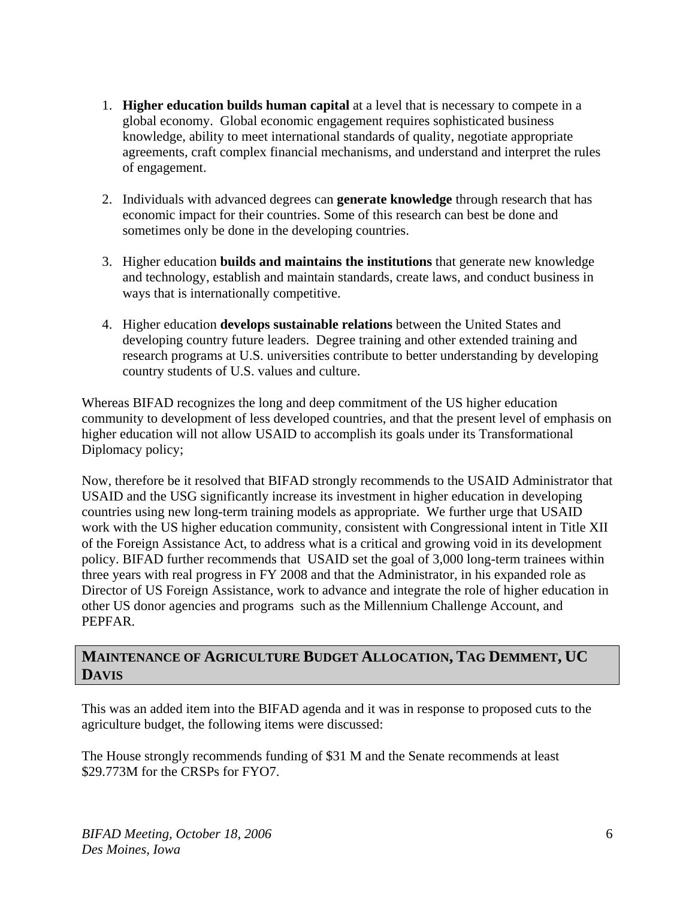1. **Higher education builds human capital** at a level that is necessary to compete in a global economy. Global economic engagement requires sophisticated business knowledge, ability to meet international standards of quality, negotiate appropriate agreements, craft complex financial mechanisms, and understand and interpret the rules of engagement.

2. Individuals with advanced degrees can **generate knowledge** through research that has economic impact for their countries. Some of this research can best be done and sometimes only be done in the developing countries.

3. Higher education **builds and maintains the institutions** that generate new knowledge and technology, establish and maintain standards, create laws, and conduct business in ways that is internationally competitive.

4. Higher education **develops sustainable relations** between the United States and developing country future leaders. Degree training and other extended training and research programs at U.S. universities contribute to better understanding by developing country students of U.S. values and culture.

Whereas BIFAD recognizes the long and deep commitment of the US higher education community to development of less developed countries, and that the present level of emphasis on higher education will not allow USAID to accomplish its goals under its Transformational Diplomacy policy;

Now, therefore be it resolved that BIFAD strongly recommends to the USAID Administrator that USAID and the USG significantly increase its investment in higher education in developing countries using new long-term training models as appropriate. We further urge that USAID work with the US higher education community, consistent with Congressional intent in Title XII of the Foreign Assistance Act, to address what is a critical and growing void in its development policy. BIFAD further recommends that USAID set the goal of 3,000 long-term trainees within three years with real progress in FY 2008 and that the Administrator, in his expanded role as Director of US Foreign Assistance, work to advance and integrate the role of higher education in other US donor agencies and programs such as the Millennium Challenge Account, and PEPFAR.

## Maintenance of Agriculture Budget Allocation, Tag Demment, UC Davis

This was an added item into the BIFAD agenda and it was in response to proposed cuts to the agriculture budget, the following items were discussed:

The House strongly recommends funding of $31 M and the Senate recommends at least $29.773M for the CRSPs for FYO7.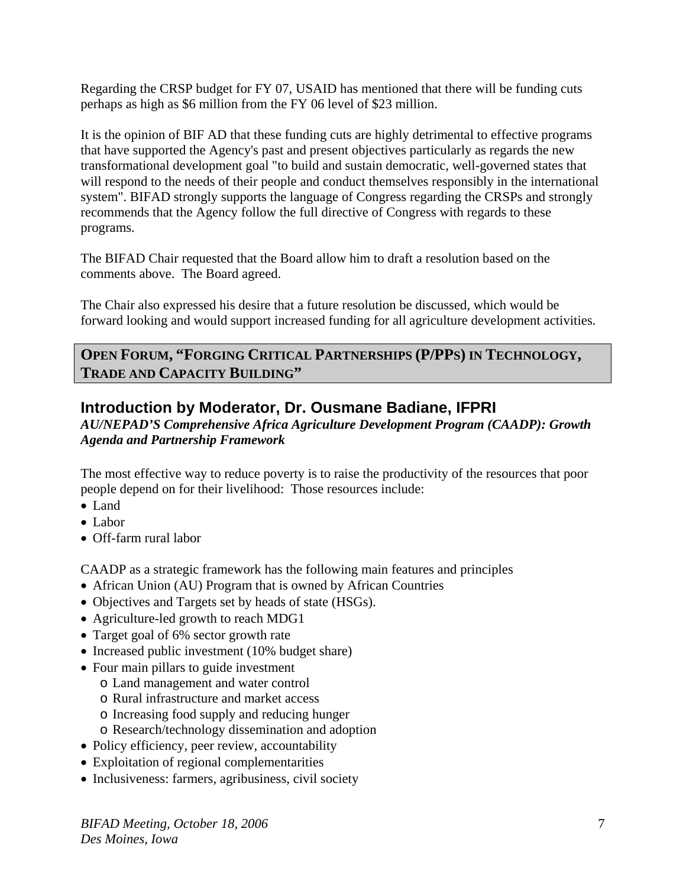Regarding the CRSP budget for FY 07, USAID has mentioned that there will be funding cuts perhaps as high as $6 million from the FY 06 level of $23 million.

It is the opinion of BIF AD that these funding cuts are highly detrimental to effective programs that have supported the Agency's past and present objectives particularly as regards the new transformational development goal "to build and sustain democratic, well-governed states that will respond to the needs of their people and conduct themselves responsibly in the international system". BIFAD strongly supports the language of Congress regarding the CRSPs and strongly recommends that the Agency follow the full directive of Congress with regards to these programs.

The BIFAD Chair requested that the Board allow him to draft a resolution based on the comments above. The Board agreed.

The Chair also expressed his desire that a future resolution be discussed, which would be forward looking and would support increased funding for all agriculture development activities.

## OPEN FORUM, "FORGING CRITICAL PARTNERSHIPS (P/PPS) IN TECHNOLOGY, TRADE AND CAPACITY BUILDING"

### Introduction by Moderator, Dr. Ousmane Badiane, IFPRI

***AU/NEPAD'S Comprehensive Africa Agriculture Development Program (CAADP): Growth Agenda and Partnership Framework***

The most effective way to reduce poverty is to raise the productivity of the resources that poor people depend on for their livelihood: Those resources include:

- Land
- Labor
- Off-farm rural labor

CAADP as a strategic framework has the following main features and principles

- African Union (AU) Program that is owned by African Countries
- Objectives and Targets set by heads of state (HSGs).
- Agriculture-led growth to reach MDG1
- Target goal of 6% sector growth rate
- Increased public investment (10% budget share)
- Four main pillars to guide investment
  - Land management and water control
  - Rural infrastructure and market access
  - Increasing food supply and reducing hunger
  - Research/technology dissemination and adoption
- Policy efficiency, peer review, accountability
- Exploitation of regional complementarities
- Inclusiveness: farmers, agribusiness, civil society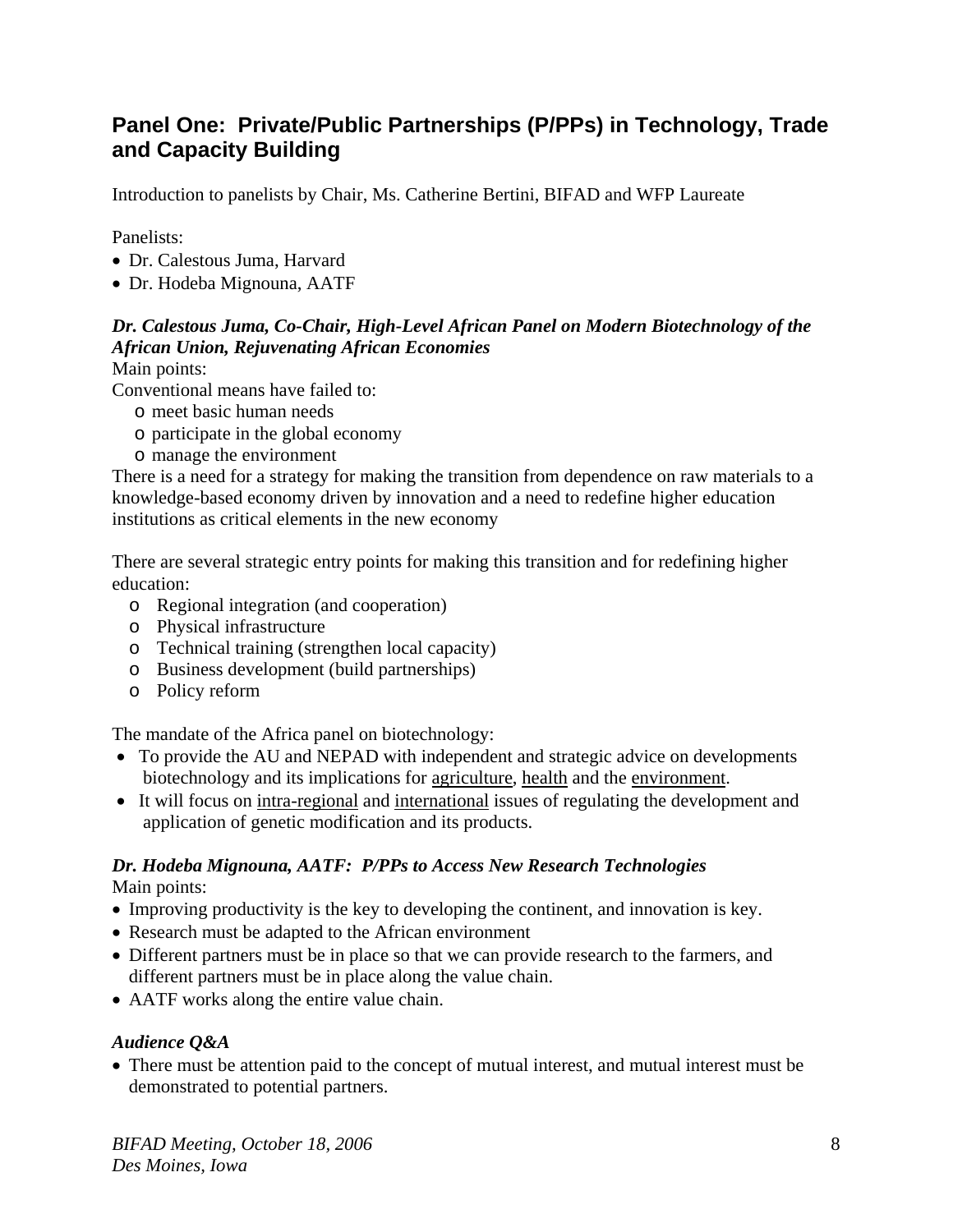## Panel One: Private/Public Partnerships (P/PPs) in Technology, Trade and Capacity Building

Introduction to panelists by Chair, Ms. Catherine Bertini, BIFAD and WFP Laureate

Panelists:

- Dr. Calestous Juma, Harvard
- Dr. Hodeba Mignouna, AATF

***Dr. Calestous Juma, Co-Chair, High-Level African Panel on Modern Biotechnology of the African Union, Rejuvenating African Economies***

Main points:

Conventional means have failed to:

- meet basic human needs
- participate in the global economy
- manage the environment

There is a need for a strategy for making the transition from dependence on raw materials to a knowledge-based economy driven by innovation and a need to redefine higher education institutions as critical elements in the new economy

There are several strategic entry points for making this transition and for redefining higher education:

- Regional integration (and cooperation)
- Physical infrastructure
- Technical training (strengthen local capacity)
- Business development (build partnerships)
- Policy reform

The mandate of the Africa panel on biotechnology:

- To provide the AU and NEPAD with independent and strategic advice on developments biotechnology and its implications for <u>agriculture</u>, <u>health</u> and the <u>environment</u>.
- It will focus on <u>intra-regional</u> and <u>international</u> issues of regulating the development and application of genetic modification and its products.

***Dr. Hodeba Mignouna, AATF: P/PPs to Access New Research Technologies***

Main points:

- Improving productivity is the key to developing the continent, and innovation is key.
- Research must be adapted to the African environment
- Different partners must be in place so that we can provide research to the farmers, and different partners must be in place along the value chain.
- AATF works along the entire value chain.

***Audience Q&A***

- There must be attention paid to the concept of mutual interest, and mutual interest must be demonstrated to potential partners.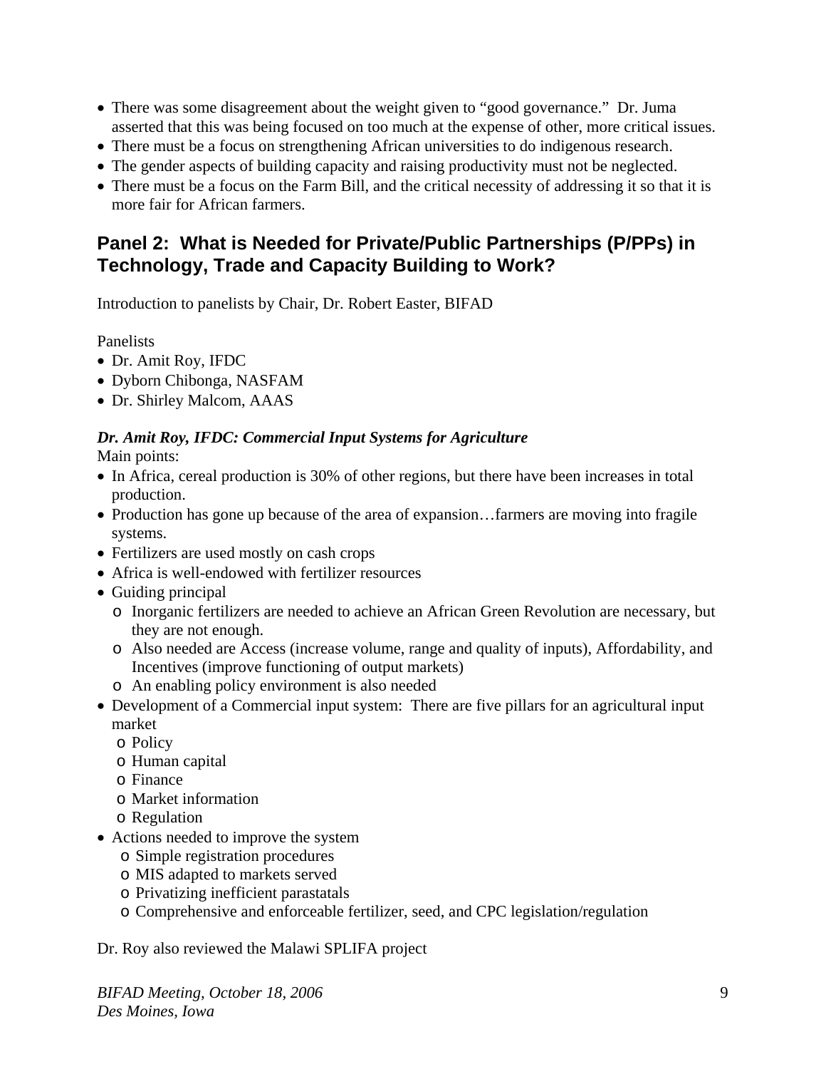- There was some disagreement about the weight given to "good governance." Dr. Juma asserted that this was being focused on too much at the expense of other, more critical issues.
- There must be a focus on strengthening African universities to do indigenous research.
- The gender aspects of building capacity and raising productivity must not be neglected.
- There must be a focus on the Farm Bill, and the critical necessity of addressing it so that it is more fair for African farmers.

## Panel 2: What is Needed for Private/Public Partnerships (P/PPs) in Technology, Trade and Capacity Building to Work?

Introduction to panelists by Chair, Dr. Robert Easter, BIFAD

Panelists

- Dr. Amit Roy, IFDC
- Dyborn Chibonga, NASFAM
- Dr. Shirley Malcom, AAAS

***Dr. Amit Roy, IFDC: Commercial Input Systems for Agriculture***

Main points:

- In Africa, cereal production is 30% of other regions, but there have been increases in total production.
- Production has gone up because of the area of expansion…farmers are moving into fragile systems.
- Fertilizers are used mostly on cash crops
- Africa is well-endowed with fertilizer resources
- Guiding principal
  - Inorganic fertilizers are needed to achieve an African Green Revolution are necessary, but they are not enough.
  - Also needed are Access (increase volume, range and quality of inputs), Affordability, and Incentives (improve functioning of output markets)
  - An enabling policy environment is also needed
- Development of a Commercial input system: There are five pillars for an agricultural input market
  - Policy
  - Human capital
  - Finance
  - Market information
  - Regulation
- Actions needed to improve the system
  - Simple registration procedures
  - MIS adapted to markets served
  - Privatizing inefficient parastatals
  - Comprehensive and enforceable fertilizer, seed, and CPC legislation/regulation

Dr. Roy also reviewed the Malawi SPLIFA project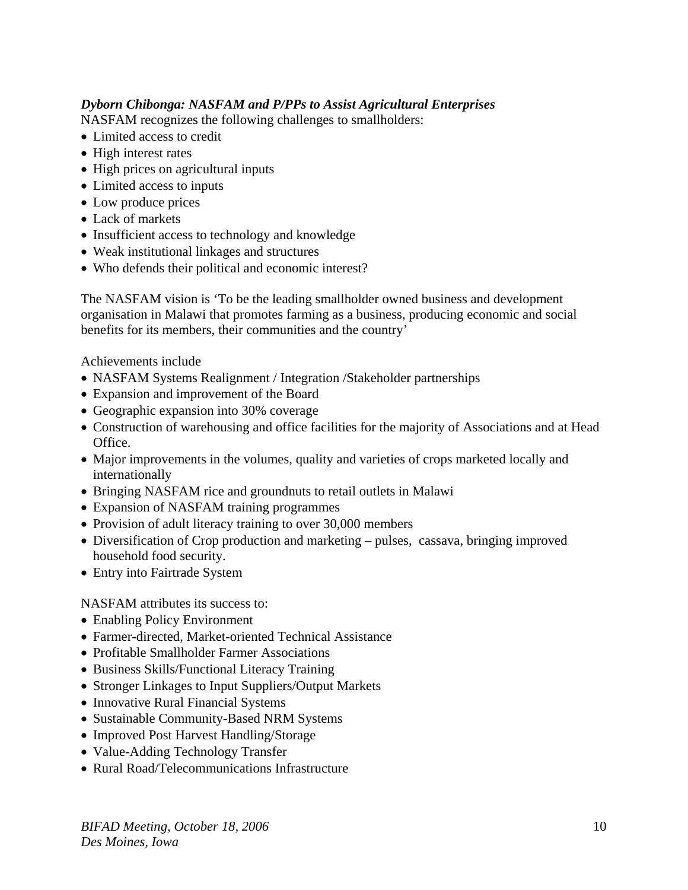***Dyborn Chibonga: NASFAM and P/PPs to Assist Agricultural Enterprises***

NASFAM recognizes the following challenges to smallholders:

- Limited access to credit
- High interest rates
- High prices on agricultural inputs
- Limited access to inputs
- Low produce prices
- Lack of markets
- Insufficient access to technology and knowledge
- Weak institutional linkages and structures
- Who defends their political and economic interest?

The NASFAM vision is 'To be the leading smallholder owned business and development organisation in Malawi that promotes farming as a business, producing economic and social benefits for its members, their communities and the country'

Achievements include

- NASFAM Systems Realignment / Integration /Stakeholder partnerships
- Expansion and improvement of the Board
- Geographic expansion into 30% coverage
- Construction of warehousing and office facilities for the majority of Associations and at Head Office.
- Major improvements in the volumes, quality and varieties of crops marketed locally and internationally
- Bringing NASFAM rice and groundnuts to retail outlets in Malawi
- Expansion of NASFAM training programmes
- Provision of adult literacy training to over 30,000 members
- Diversification of Crop production and marketing – pulses, cassava, bringing improved household food security.
- Entry into Fairtrade System

NASFAM attributes its success to:

- Enabling Policy Environment
- Farmer-directed, Market-oriented Technical Assistance
- Profitable Smallholder Farmer Associations
- Business Skills/Functional Literacy Training
- Stronger Linkages to Input Suppliers/Output Markets
- Innovative Rural Financial Systems
- Sustainable Community-Based NRM Systems
- Improved Post Harvest Handling/Storage
- Value-Adding Technology Transfer
- Rural Road/Telecommunications Infrastructure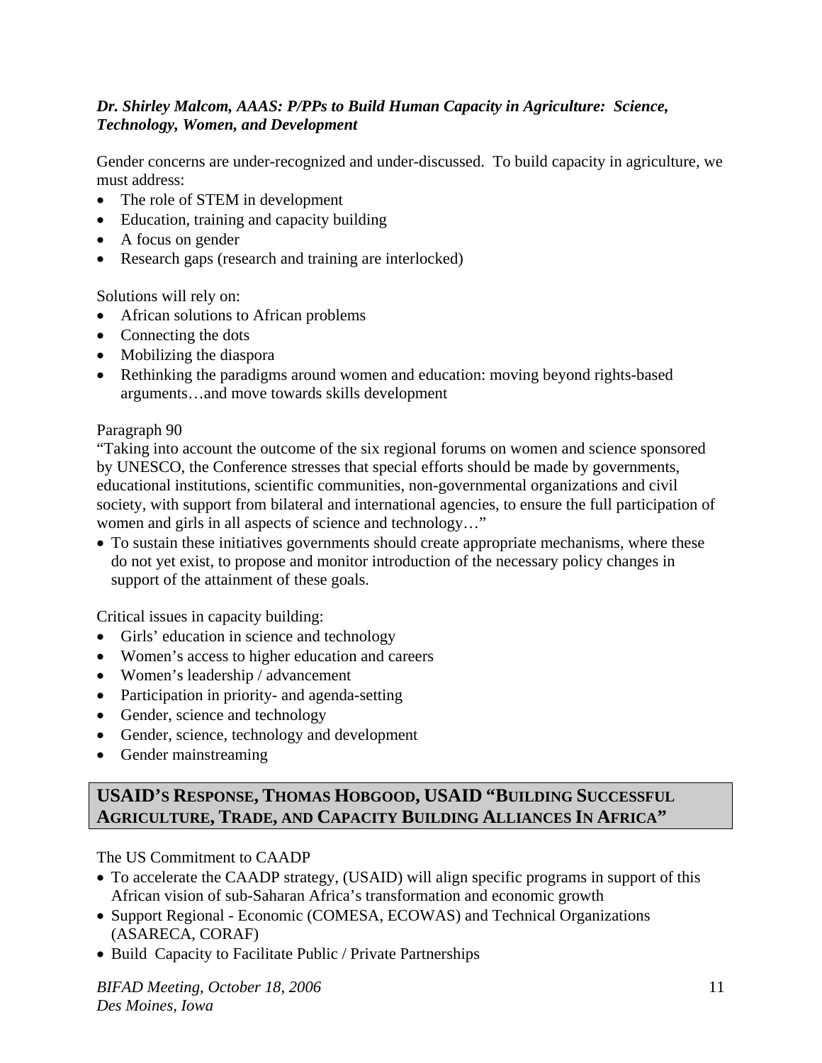***Dr. Shirley Malcom, AAAS: P/PPs to Build Human Capacity in Agriculture: Science, Technology, Women, and Development***

Gender concerns are under-recognized and under-discussed. To build capacity in agriculture, we must address:

- The role of STEM in development
- Education, training and capacity building
- A focus on gender
- Research gaps (research and training are interlocked)

Solutions will rely on:

- African solutions to African problems
- Connecting the dots
- Mobilizing the diaspora
- Rethinking the paradigms around women and education: moving beyond rights-based arguments…and move towards skills development

Paragraph 90

"Taking into account the outcome of the six regional forums on women and science sponsored by UNESCO, the Conference stresses that special efforts should be made by governments, educational institutions, scientific communities, non-governmental organizations and civil society, with support from bilateral and international agencies, to ensure the full participation of women and girls in all aspects of science and technology…"

- To sustain these initiatives governments should create appropriate mechanisms, where these do not yet exist, to propose and monitor introduction of the necessary policy changes in support of the attainment of these goals.

Critical issues in capacity building:

- Girls' education in science and technology
- Women's access to higher education and careers
- Women's leadership / advancement
- Participation in priority- and agenda-setting
- Gender, science and technology
- Gender, science, technology and development
- Gender mainstreaming

## USAID's Response, Thomas Hobgood, USAID "Building Successful Agriculture, Trade, and Capacity Building Alliances In Africa"

The US Commitment to CAADP

- To accelerate the CAADP strategy, (USAID) will align specific programs in support of this African vision of sub-Saharan Africa's transformation and economic growth
- Support Regional - Economic (COMESA, ECOWAS) and Technical Organizations (ASARECA, CORAF)
- Build Capacity to Facilitate Public / Private Partnerships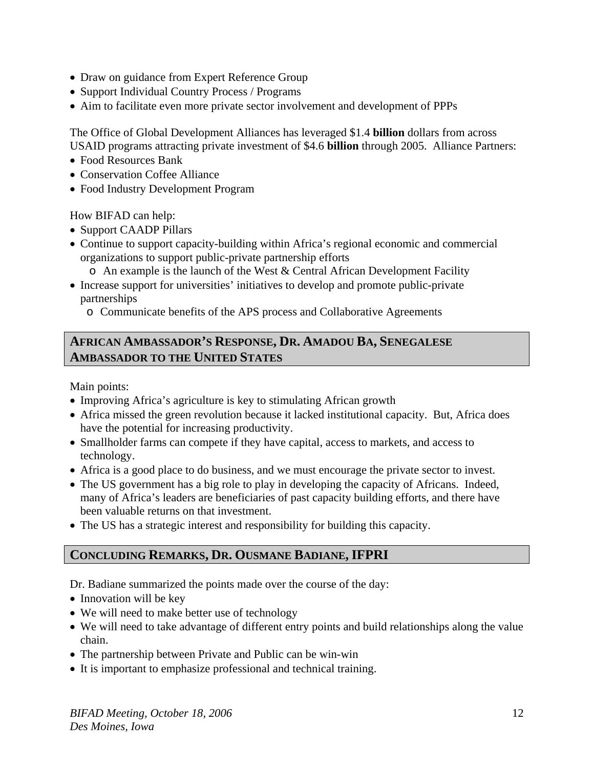- Draw on guidance from Expert Reference Group
- Support Individual Country Process / Programs
- Aim to facilitate even more private sector involvement and development of PPPs

The Office of Global Development Alliances has leveraged $1.4 **billion** dollars from across USAID programs attracting private investment of $4.6 **billion** through 2005. Alliance Partners:

- Food Resources Bank
- Conservation Coffee Alliance
- Food Industry Development Program

How BIFAD can help:

- Support CAADP Pillars
- Continue to support capacity-building within Africa's regional economic and commercial organizations to support public-private partnership efforts
  - An example is the launch of the West & Central African Development Facility
- Increase support for universities' initiatives to develop and promote public-private partnerships
  - Communicate benefits of the APS process and Collaborative Agreements

## African Ambassador's Response, Dr. Amadou Ba, Senegalese Ambassador to the United States

Main points:

- Improving Africa's agriculture is key to stimulating African growth
- Africa missed the green revolution because it lacked institutional capacity. But, Africa does have the potential for increasing productivity.
- Smallholder farms can compete if they have capital, access to markets, and access to technology.
- Africa is a good place to do business, and we must encourage the private sector to invest.
- The US government has a big role to play in developing the capacity of Africans. Indeed, many of Africa's leaders are beneficiaries of past capacity building efforts, and there have been valuable returns on that investment.
- The US has a strategic interest and responsibility for building this capacity.

## Concluding Remarks, Dr. Ousmane Badiane, IFPRI

Dr. Badiane summarized the points made over the course of the day:

- Innovation will be key
- We will need to make better use of technology
- We will need to take advantage of different entry points and build relationships along the value chain.
- The partnership between Private and Public can be win-win
- It is important to emphasize professional and technical training.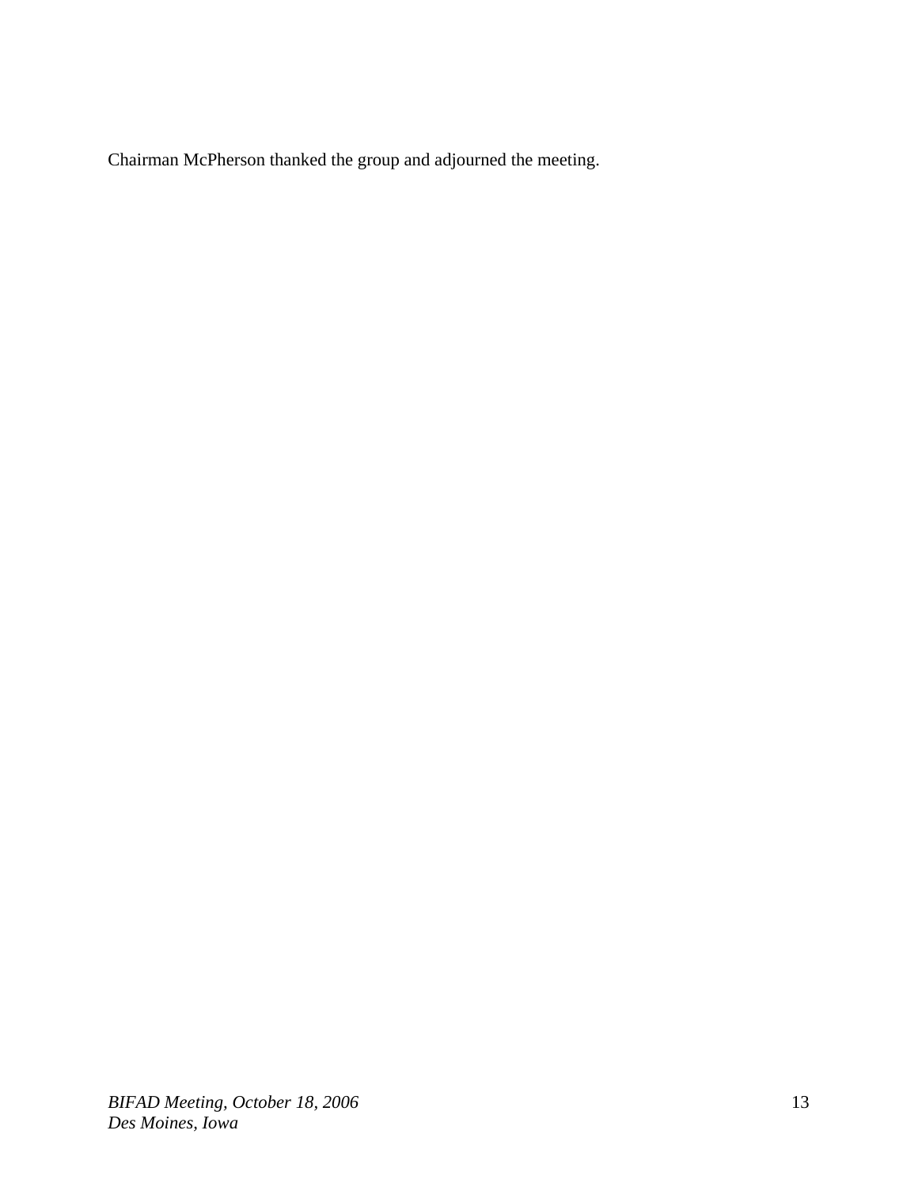Chairman McPherson thanked the group and adjourned the meeting.